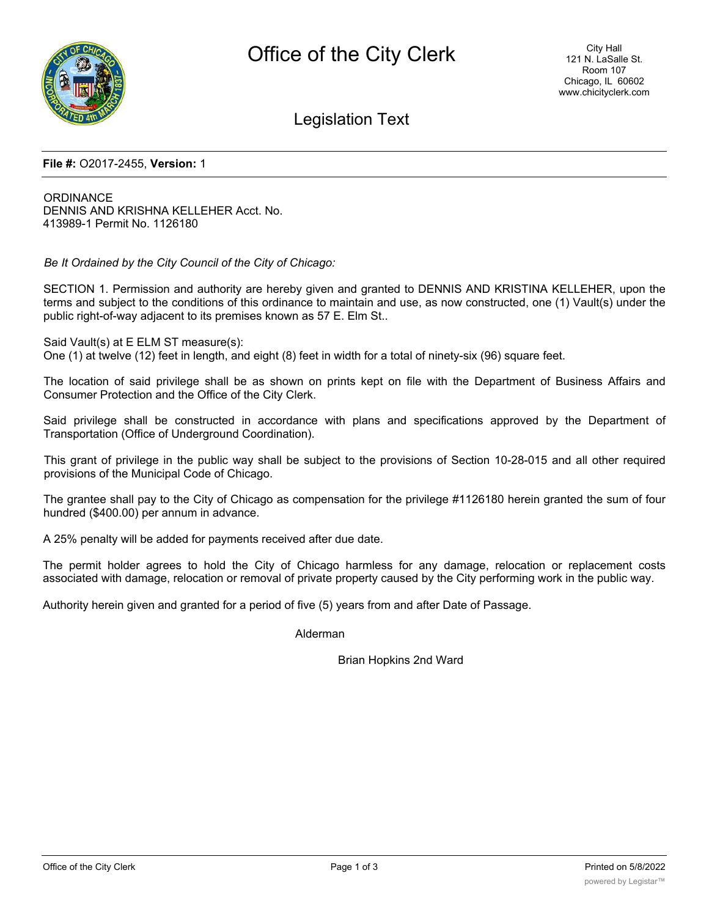# Office of the City Clerk

City Hall
121 N. LaSalle St.
Room 107
Chicago, IL 60602
www.chicityclerk.com

## Legislation Text

**File #:** O2017-2455, **Version:** 1

ORDINANCE
DENNIS AND KRISHNA KELLEHER Acct. No.
413989-1 Permit No. 1126180

*Be It Ordained by the City Council of the City of Chicago:*

SECTION 1. Permission and authority are hereby given and granted to DENNIS AND KRISTINA KELLEHER, upon the terms and subject to the conditions of this ordinance to maintain and use, as now constructed, one (1) Vault(s) under the public right-of-way adjacent to its premises known as 57 E. Elm St..

Said Vault(s) at E ELM ST measure(s):
One (1) at twelve (12) feet in length, and eight (8) feet in width for a total of ninety-six (96) square feet.

The location of said privilege shall be as shown on prints kept on file with the Department of Business Affairs and Consumer Protection and the Office of the City Clerk.

Said privilege shall be constructed in accordance with plans and specifications approved by the Department of Transportation (Office of Underground Coordination).

This grant of privilege in the public way shall be subject to the provisions of Section 10-28-015 and all other required provisions of the Municipal Code of Chicago.

The grantee shall pay to the City of Chicago as compensation for the privilege #1126180 herein granted the sum of four hundred ($400.00) per annum in advance.

A 25% penalty will be added for payments received after due date.

The permit holder agrees to hold the City of Chicago harmless for any damage, relocation or replacement costs associated with damage, relocation or removal of private property caused by the City performing work in the public way.

Authority herein given and granted for a period of five (5) years from and after Date of Passage.

Alderman

Brian Hopkins 2nd Ward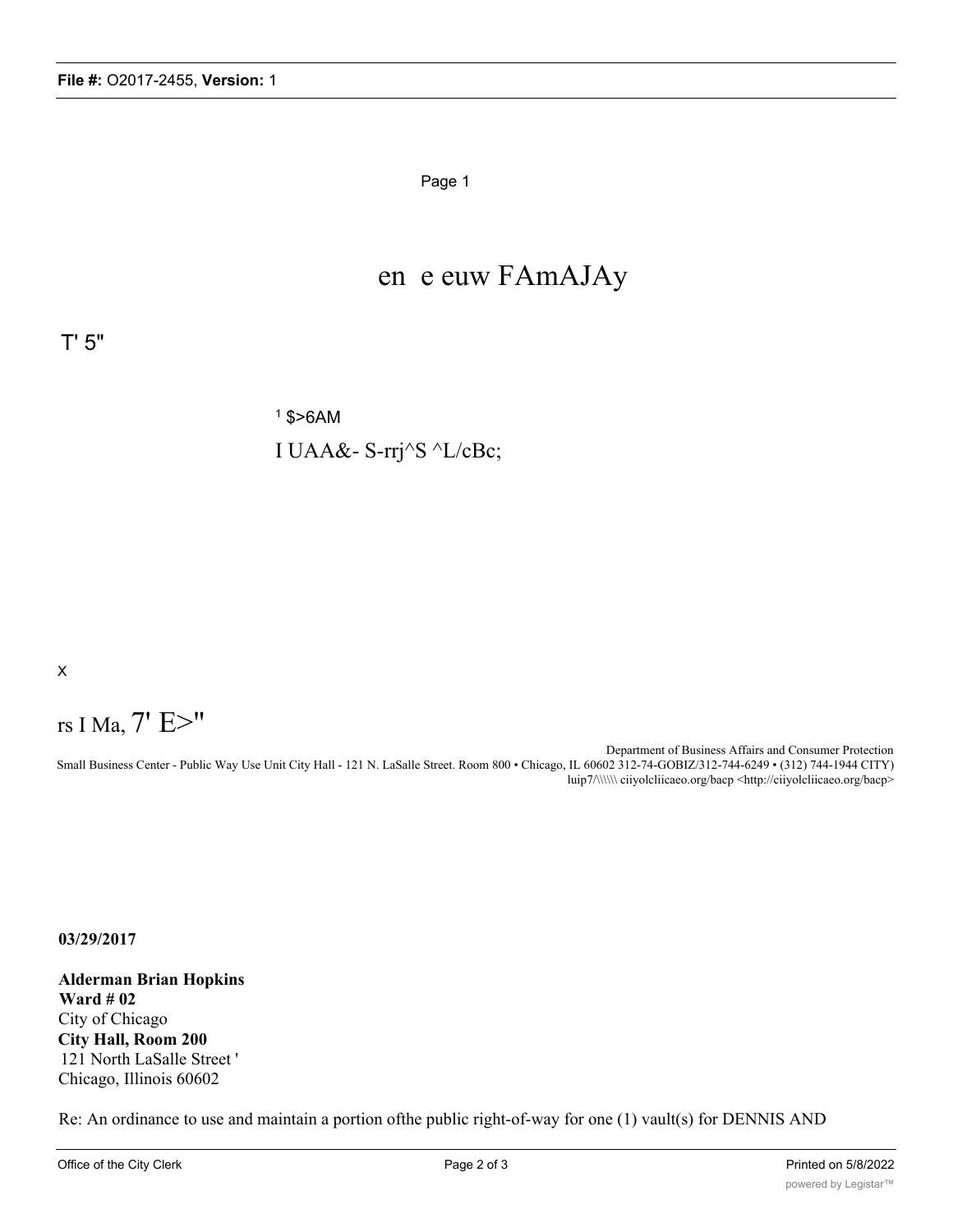en e euw FAmAJAy

T' 5"

[1] $>6AM

I UAA&- S-rrj^S ^L/cBc;

x

rs I Ma, 7' E>"

Department of Business Affairs and Consumer Protection
Small Business Center - Public Way Use Unit City Hall - 121 N. LaSalle Street. Room 800 • Chicago, IL 60602 312-74-GOBIZ/312-744-6249 • (312) 744-1944 CITY)
luip7/\\\\\\ ciiyolcliicaeo.org/bacp <http://ciiyolcliicaeo.org/bacp>

**03/29/2017**

**Alderman Brian Hopkins**
**Ward # 02**
City of Chicago
**City Hall, Room 200**
121 North LaSalle Street '
Chicago, Illinois 60602

Re: An ordinance to use and maintain a portion ofthe public right-of-way for one (1) vault(s) for DENNIS AND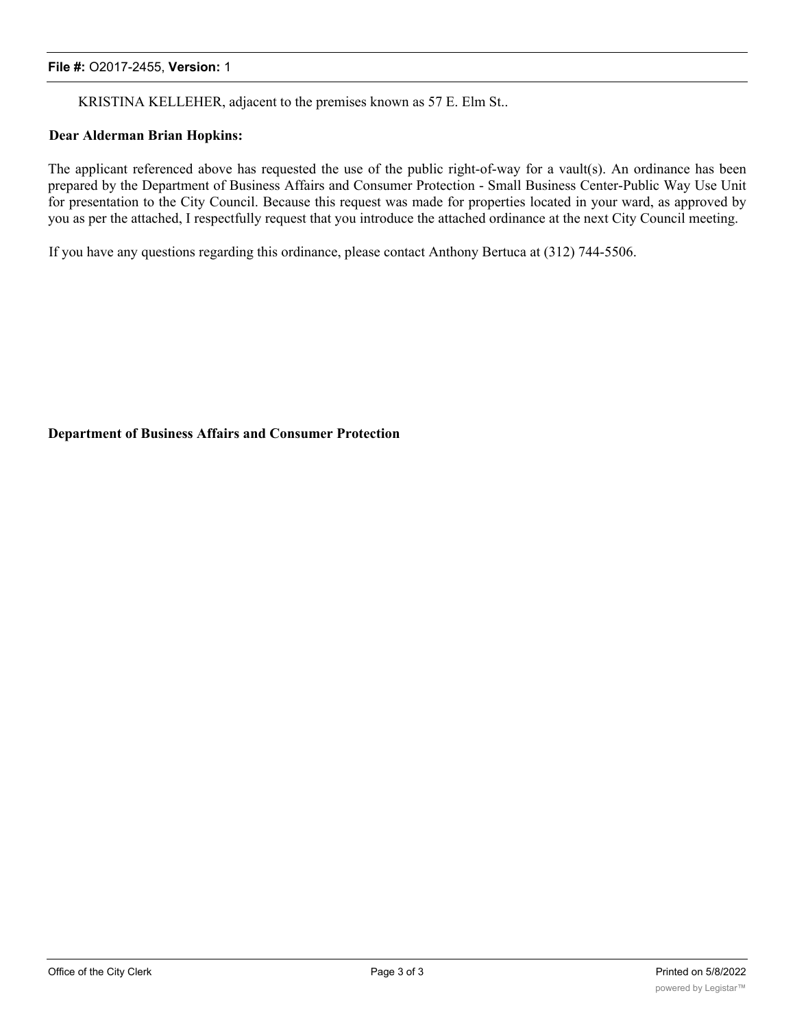KRISTINA KELLEHER, adjacent to the premises known as 57 E. Elm St..

**Dear Alderman Brian Hopkins:**

The applicant referenced above has requested the use of the public right-of-way for a vault(s). An ordinance has been prepared by the Department of Business Affairs and Consumer Protection - Small Business Center-Public Way Use Unit for presentation to the City Council. Because this request was made for properties located in your ward, as approved by you as per the attached, I respectfully request that you introduce the attached ordinance at the next City Council meeting.

If you have any questions regarding this ordinance, please contact Anthony Bertuca at (312) 744-5506.

**Department of Business Affairs and Consumer Protection**